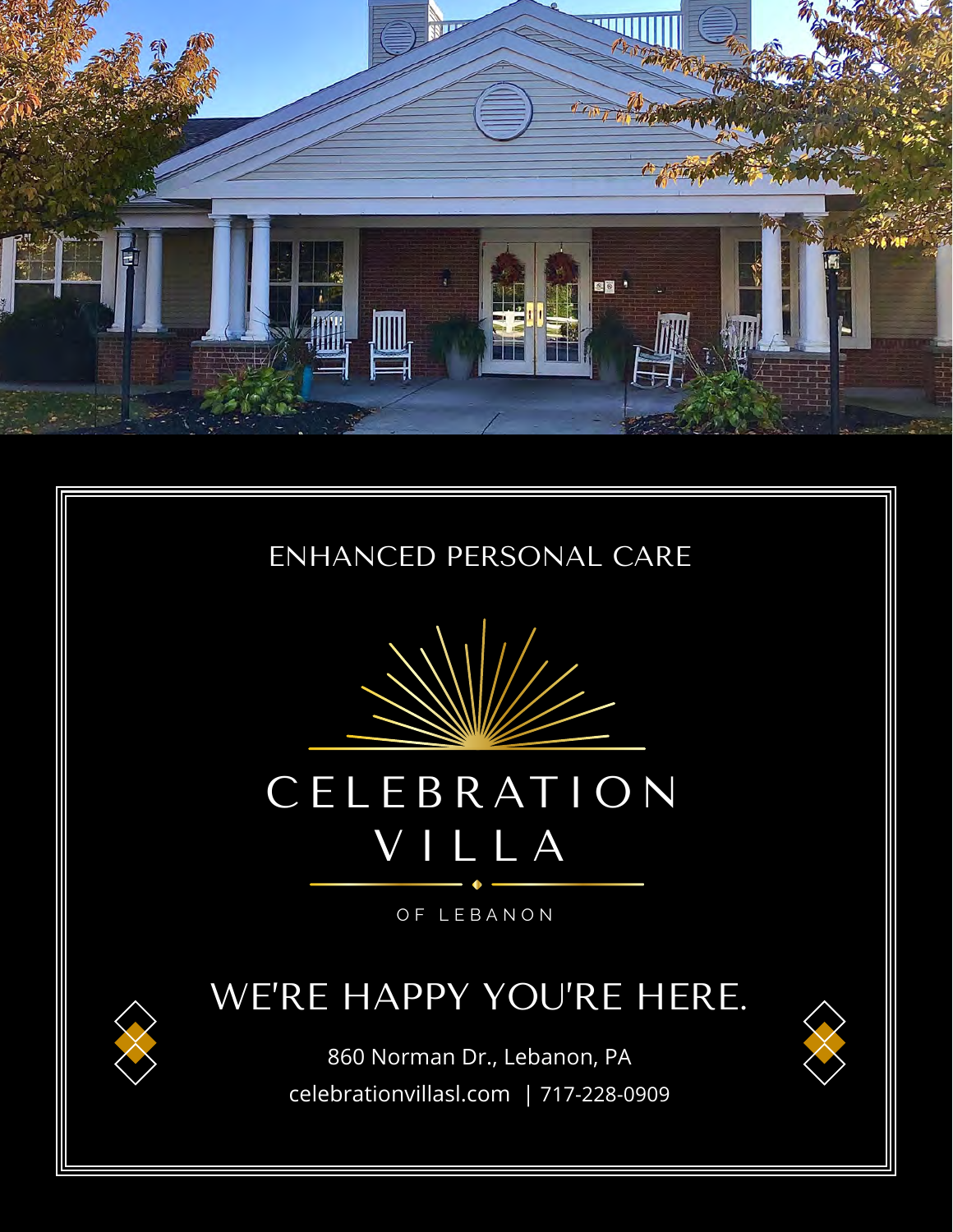ENHANCED PERSONAL CARE

# CELEBRATION VILLA

OF LEBANON

## WE'RE HAPPY YOU'RE HERE.

860 Norman Dr., Lebanon, PA

celebrationvillasl.com | 717-228-0909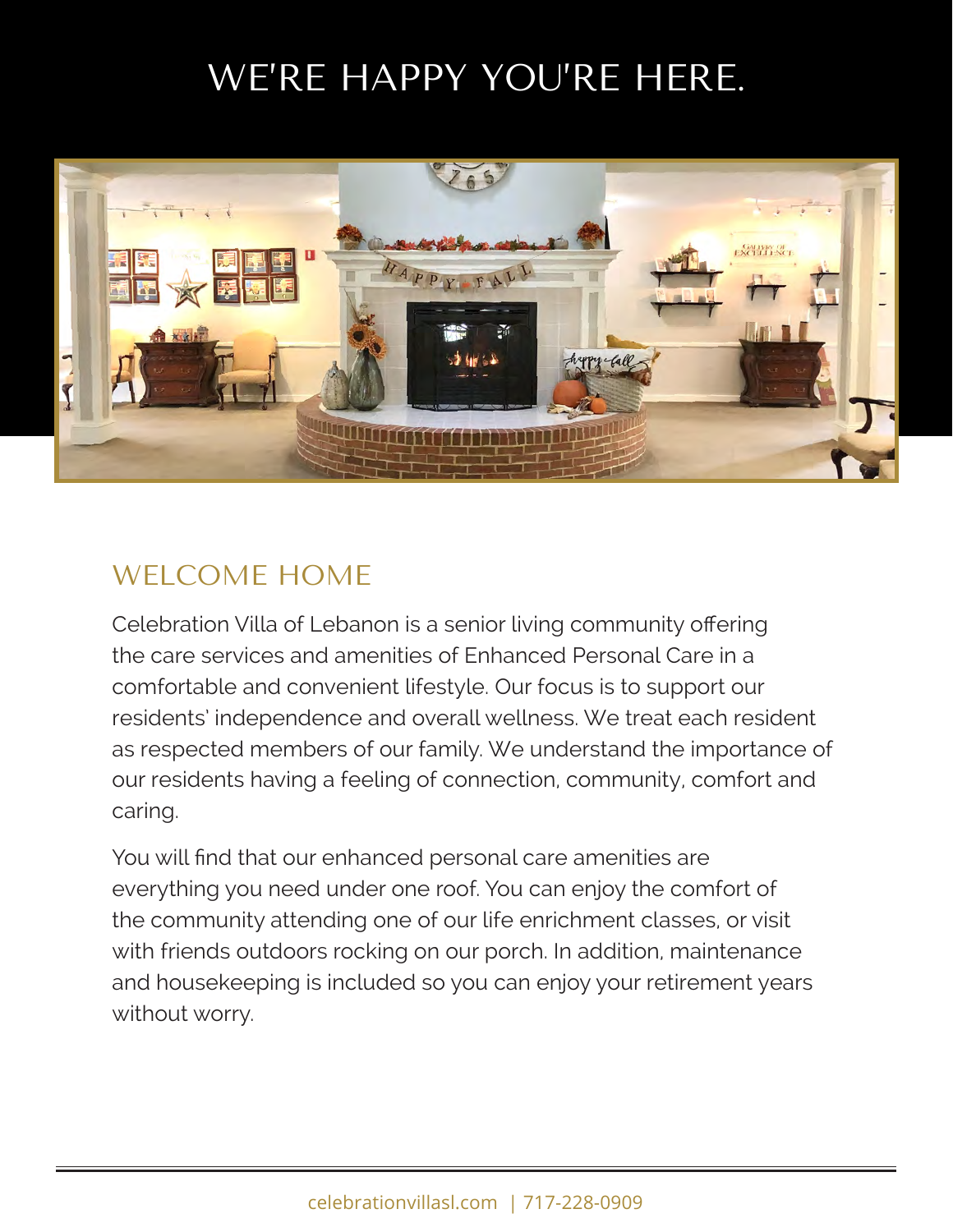# WE'RE HAPPY YOU'RE HERE.

## WELCOME HOME

Celebration Villa of Lebanon is a senior living community offering the care services and amenities of Enhanced Personal Care in a comfortable and convenient lifestyle. Our focus is to support our residents' independence and overall wellness. We treat each resident as respected members of our family. We understand the importance of our residents having a feeling of connection, community, comfort and caring.

You will find that our enhanced personal care amenities are everything you need under one roof. You can enjoy the comfort of the community attending one of our life enrichment classes, or visit with friends outdoors rocking on our porch. In addition, maintenance and housekeeping is included so you can enjoy your retirement years without worry.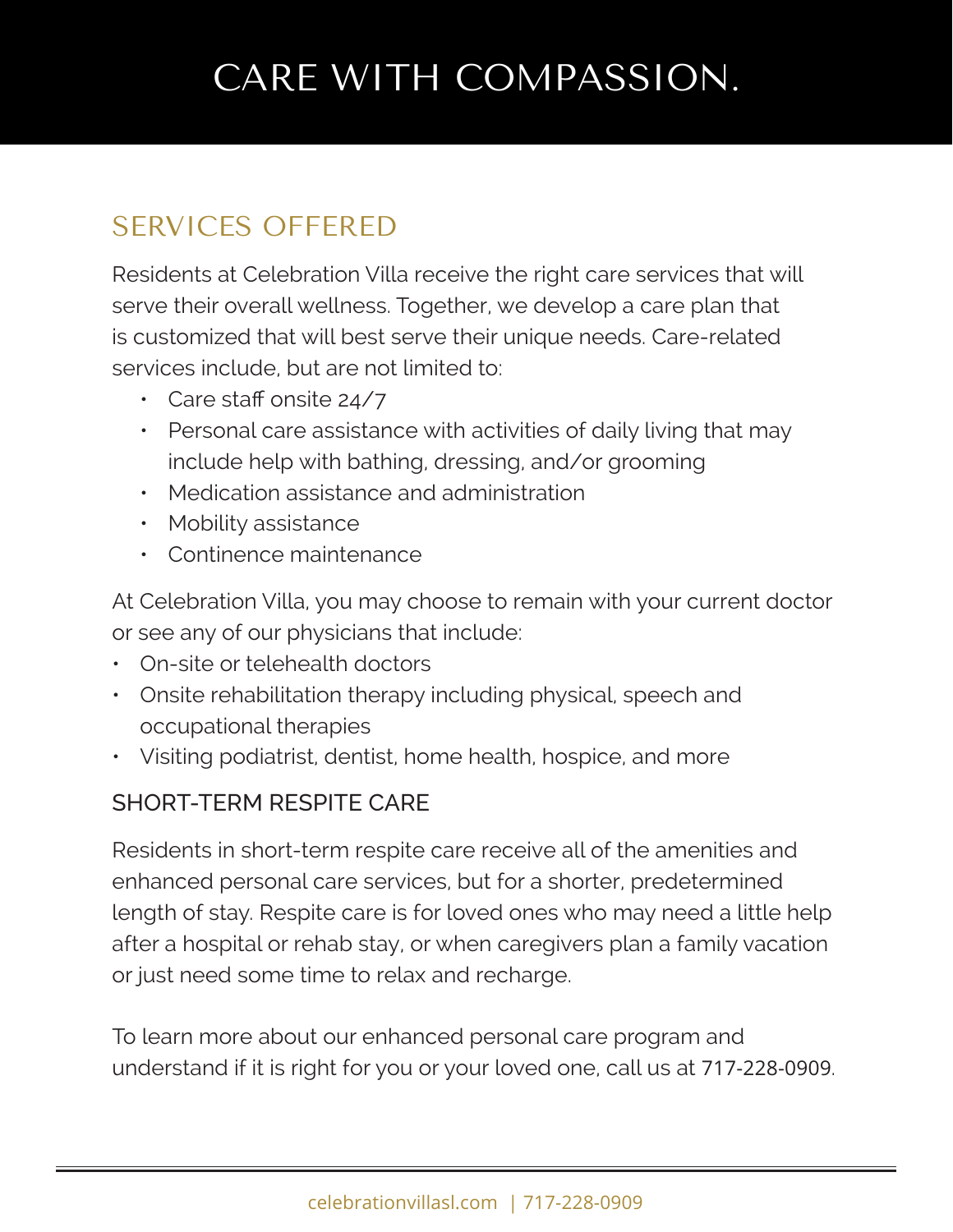# CARE WITH COMPASSION.

## SERVICES OFFERED

Residents at Celebration Villa receive the right care services that will serve their overall wellness. Together, we develop a care plan that is customized that will best serve their unique needs. Care-related services include, but are not limited to:

- Care staff onsite 24/7
- Personal care assistance with activities of daily living that may include help with bathing, dressing, and/or grooming
- Medication assistance and administration
- Mobility assistance
- Continence maintenance

At Celebration Villa, you may choose to remain with your current doctor or see any of our physicians that include:

- On-site or telehealth doctors
- Onsite rehabilitation therapy including physical, speech and occupational therapies
- Visiting podiatrist, dentist, home health, hospice, and more

### SHORT-TERM RESPITE CARE

Residents in short-term respite care receive all of the amenities and enhanced personal care services, but for a shorter, predetermined length of stay. Respite care is for loved ones who may need a little help after a hospital or rehab stay, or when caregivers plan a family vacation or just need some time to relax and recharge.

To learn more about our enhanced personal care program and understand if it is right for you or your loved one, call us at 717-228-0909.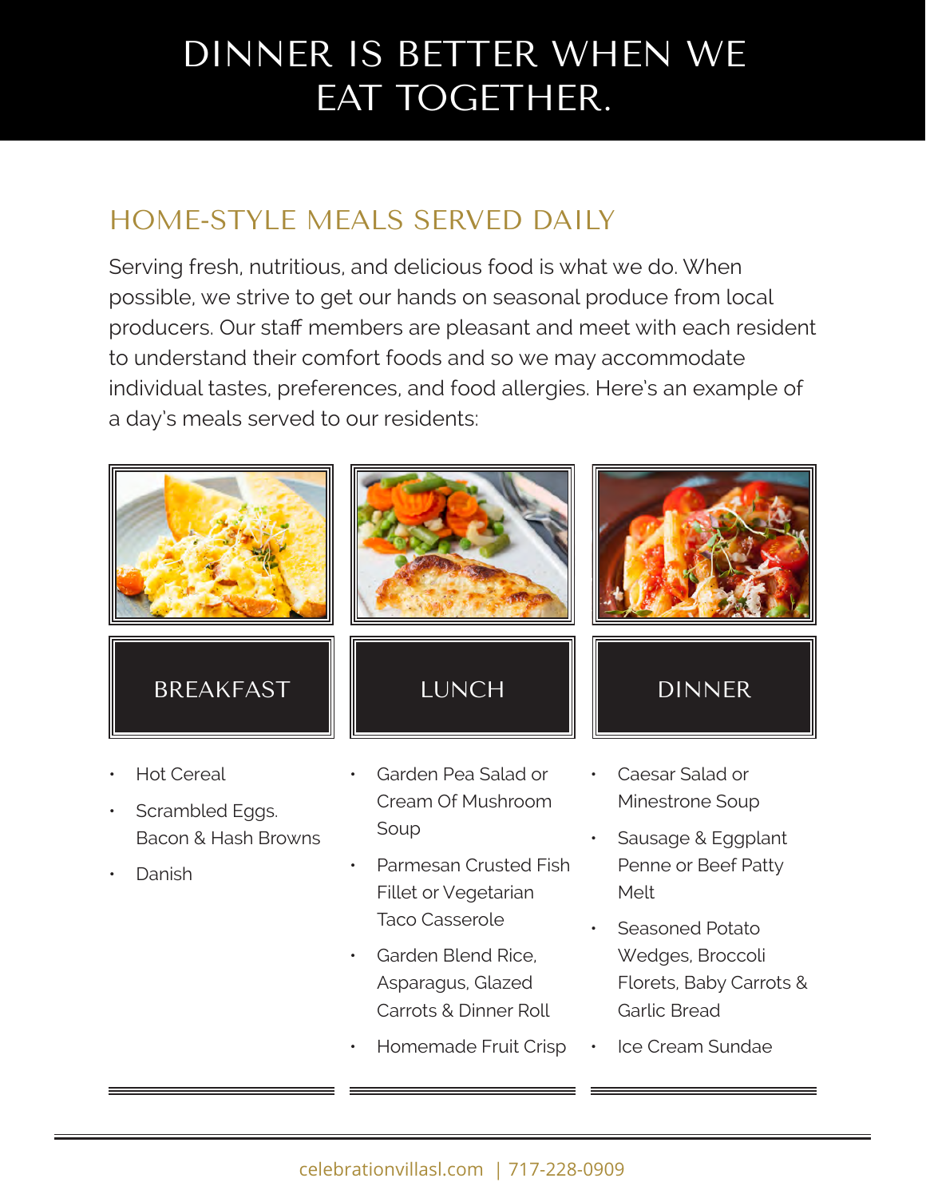# DINNER IS BETTER WHEN WE EAT TOGETHER.

## HOME-STYLE MEALS SERVED DAILY

Serving fresh, nutritious, and delicious food is what we do. When possible, we strive to get our hands on seasonal produce from local producers. Our staff members are pleasant and meet with each resident to understand their comfort foods and so we may accommodate individual tastes, preferences, and food allergies. Here's an example of a day's meals served to our residents:

### BREAKFAST

- Hot Cereal
- Scrambled Eggs. Bacon & Hash Browns
- Danish

### LUNCH

- Garden Pea Salad or Cream Of Mushroom Soup
- Parmesan Crusted Fish Fillet or Vegetarian Taco Casserole
- Garden Blend Rice, Asparagus, Glazed Carrots & Dinner Roll
- Homemade Fruit Crisp

### DINNER

- Caesar Salad or Minestrone Soup
- Sausage & Eggplant Penne or Beef Patty Melt
- Seasoned Potato Wedges, Broccoli Florets, Baby Carrots & Garlic Bread
- Ice Cream Sundae

celebrationvillasl.com | 717-228-0909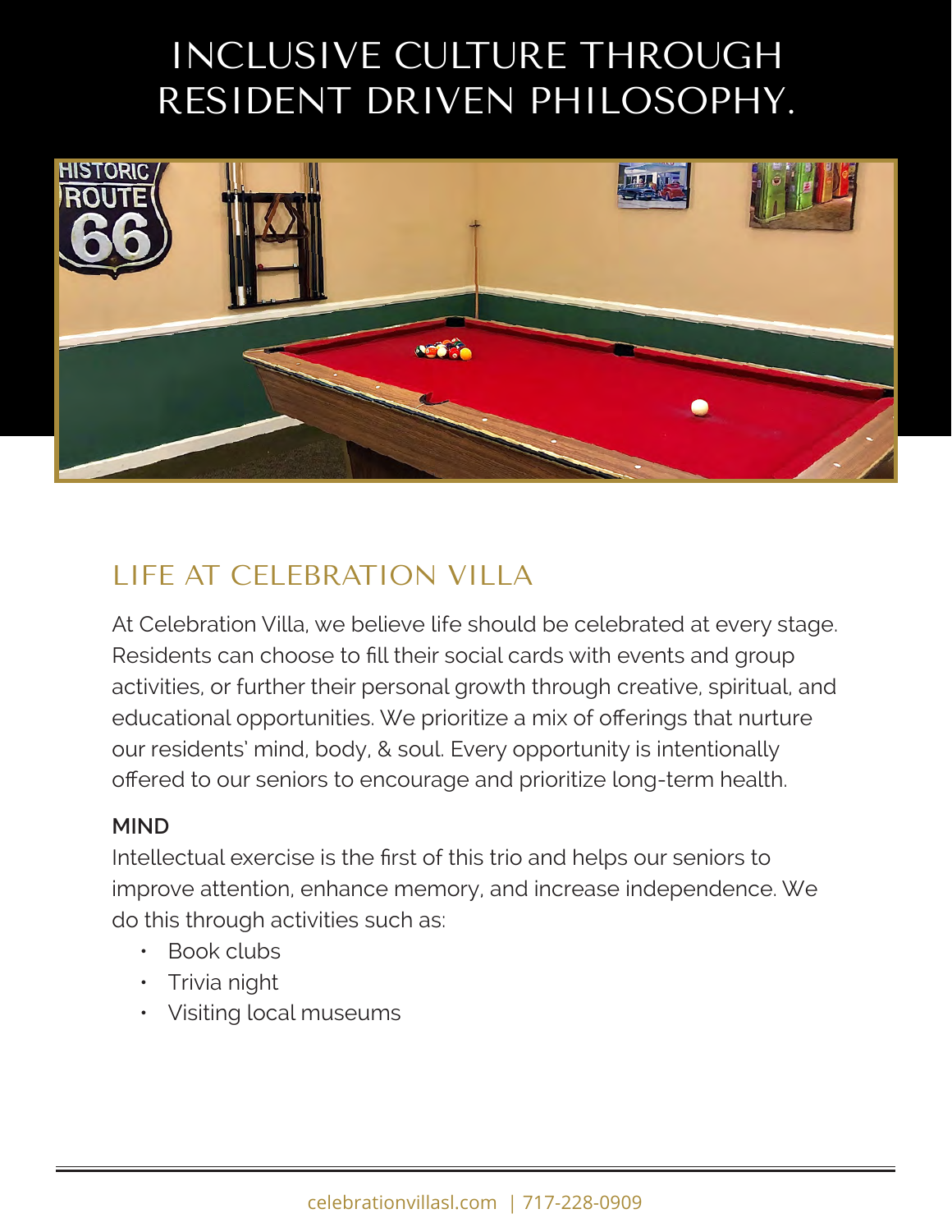# INCLUSIVE CULTURE THROUGH RESIDENT DRIVEN PHILOSOPHY.

## LIFE AT CELEBRATION VILLA

At Celebration Villa, we believe life should be celebrated at every stage. Residents can choose to fill their social cards with events and group activities, or further their personal growth through creative, spiritual, and educational opportunities. We prioritize a mix of offerings that nurture our residents' mind, body, & soul. Every opportunity is intentionally offered to our seniors to encourage and prioritize long-term health.

### MIND

Intellectual exercise is the first of this trio and helps our seniors to improve attention, enhance memory, and increase independence. We do this through activities such as:

- Book clubs
- Trivia night
- Visiting local museums

celebrationvillasl.com | 717-228-0909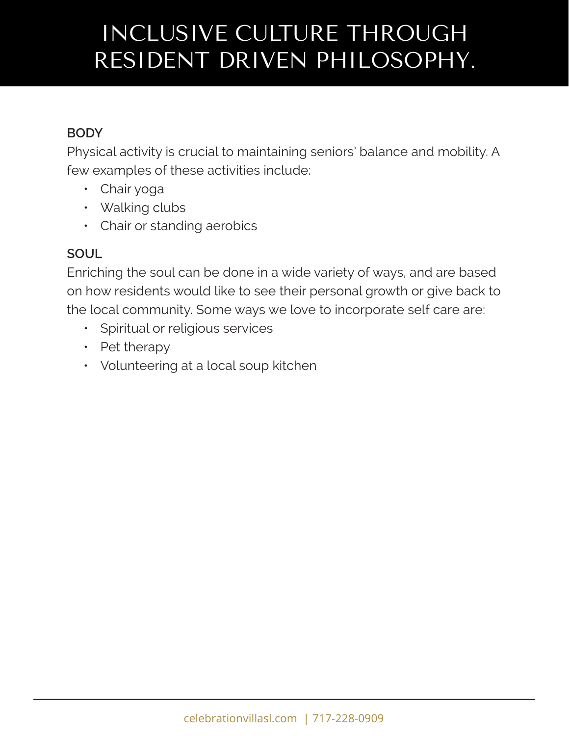# INCLUSIVE CULTURE THROUGH RESIDENT DRIVEN PHILOSOPHY.

**BODY**

Physical activity is crucial to maintaining seniors' balance and mobility. A few examples of these activities include:

- Chair yoga
- Walking clubs
- Chair or standing aerobics

**SOUL**

Enriching the soul can be done in a wide variety of ways, and are based on how residents would like to see their personal growth or give back to the local community. Some ways we love to incorporate self care are:

- Spiritual or religious services
- Pet therapy
- Volunteering at a local soup kitchen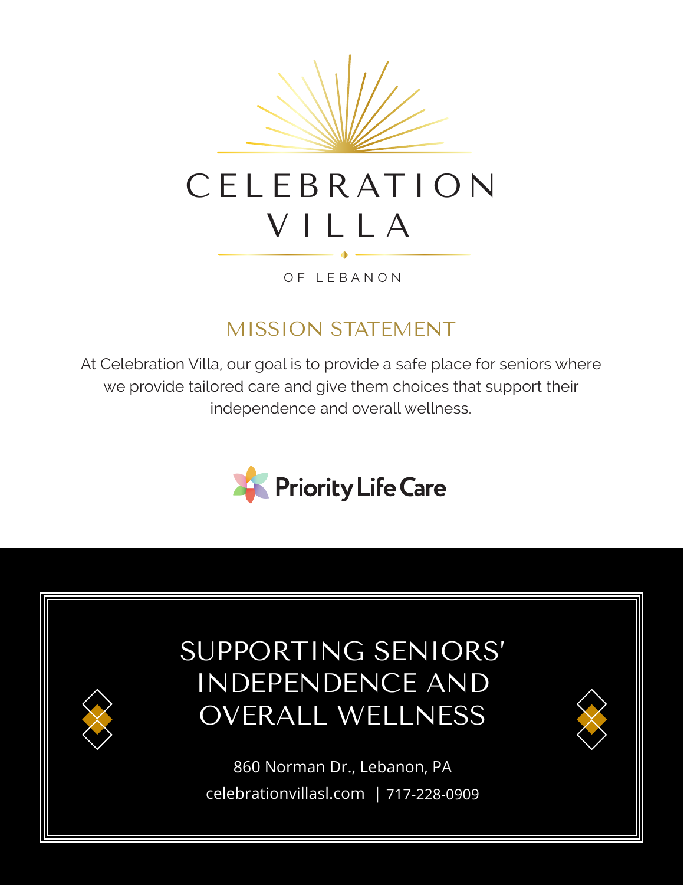# CELEBRATION VILLA

OF LEBANON

## MISSION STATEMENT

At Celebration Villa, our goal is to provide a safe place for seniors where we provide tailored care and give them choices that support their independence and overall wellness.

Priority Life Care

## SUPPORTING SENIORS' INDEPENDENCE AND OVERALL WELLNESS

860 Norman Dr., Lebanon, PA

celebrationvillasl.com | 717-228-0909